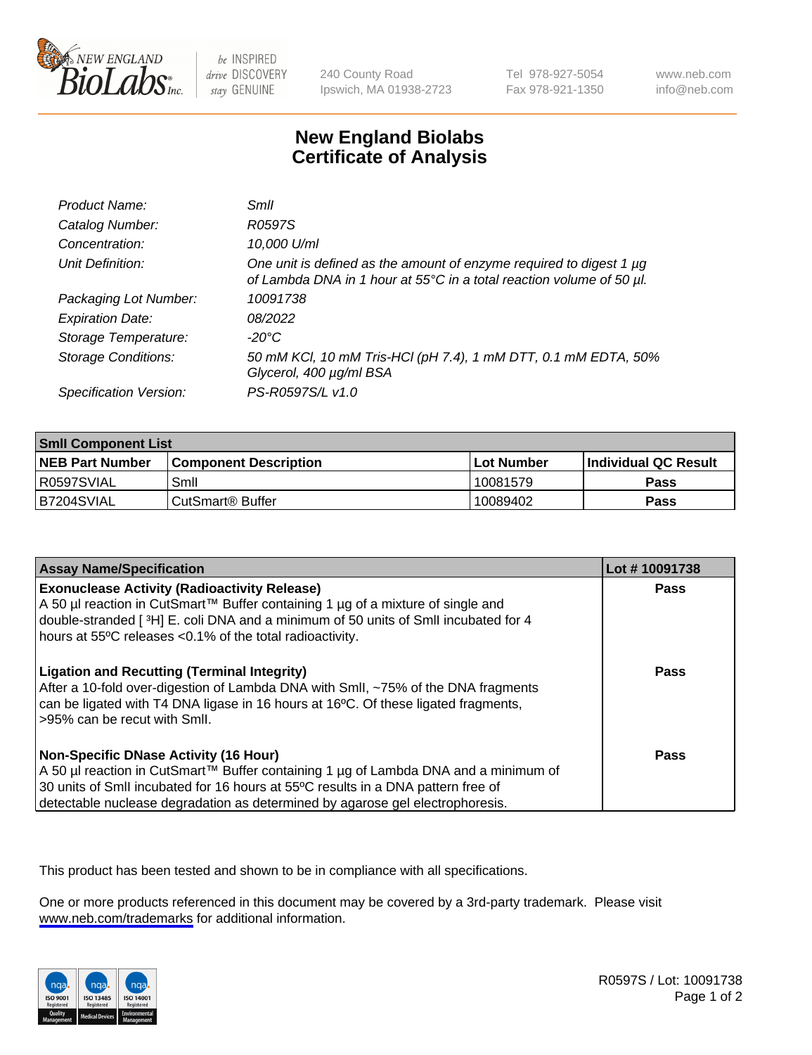New England BioLabs Inc. — be INSPIRED drive DISCOVERY stay GENUINE

240 County Road
Ipswich, MA 01938-2723

Tel 978-927-5054
Fax 978-921-1350

www.neb.com
info@neb.com

# New England Biolabs Certificate of Analysis

| | |
|---|---|
| *Product Name:* | *SmlI* |
| *Catalog Number:* | *R0597S* |
| *Concentration:* | *10,000 U/ml* |
| *Unit Definition:* | *One unit is defined as the amount of enzyme required to digest 1 µg of Lambda DNA in 1 hour at 55°C in a total reaction volume of 50 µl.* |
| *Packaging Lot Number:* | *10091738* |
| *Expiration Date:* | *08/2022* |
| *Storage Temperature:* | *-20°C* |
| *Storage Conditions:* | *50 mM KCl, 10 mM Tris-HCl (pH 7.4), 1 mM DTT, 0.1 mM EDTA, 50% Glycerol, 400 µg/ml BSA* |
| *Specification Version:* | *PS-R0597S/L v1.0* |

| **SmlI Component List** | | | |
|---|---|---|---|
| **NEB Part Number** | **Component Description** | **Lot Number** | **Individual QC Result** |
| R0597SVIAL | SmlI | 10081579 | **Pass** |
| B7204SVIAL | CutSmart® Buffer | 10089402 | **Pass** |

| **Assay Name/Specification** | **Lot # 10091738** |
|---|---|
| **Exonuclease Activity (Radioactivity Release)** A 50 µl reaction in CutSmart™ Buffer containing 1 µg of a mixture of single and double-stranded [ $^3$H] E. coli DNA and a minimum of 50 units of SmlI incubated for 4 hours at 55ºC releases <0.1% of the total radioactivity. | **Pass** |
| **Ligation and Recutting (Terminal Integrity)** After a 10-fold over-digestion of Lambda DNA with SmlI, ~75% of the DNA fragments can be ligated with T4 DNA ligase in 16 hours at 16ºC. Of these ligated fragments, >95% can be recut with SmlI. | **Pass** |
| **Non-Specific DNase Activity (16 Hour)** A 50 µl reaction in CutSmart™ Buffer containing 1 µg of Lambda DNA and a minimum of 30 units of SmlI incubated for 16 hours at 55ºC results in a DNA pattern free of detectable nuclease degradation as determined by agarose gel electrophoresis. | **Pass** |

This product has been tested and shown to be in compliance with all specifications.

One or more products referenced in this document may be covered by a 3rd-party trademark. Please visit www.neb.com/trademarks for additional information.

ISO 9001 Registered Quality Management | ISO 13485 Registered Medical Devices | ISO 14001 Registered Environmental Management

R0597S / Lot: 10091738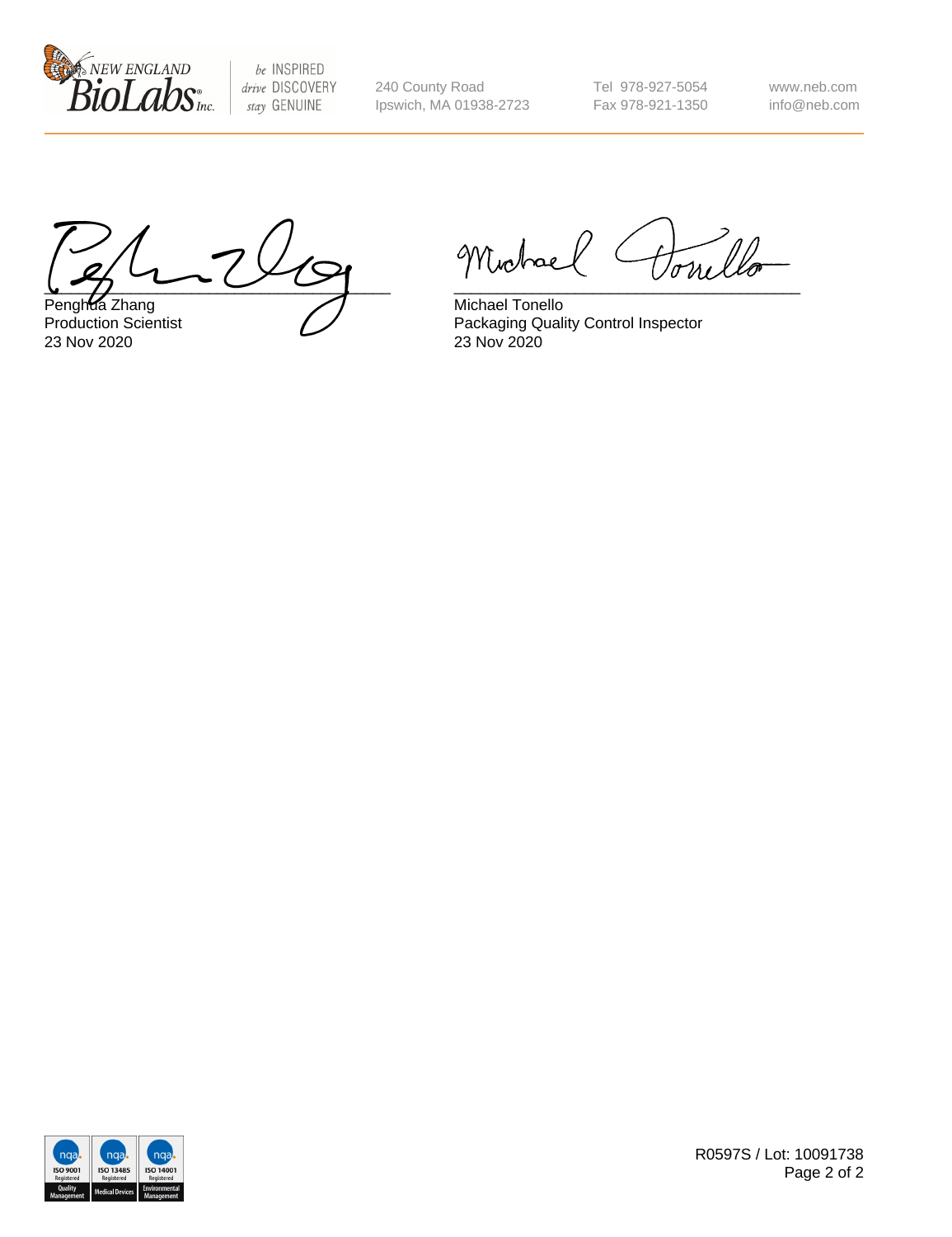Penghua Zhang
Production Scientist
23 Nov 2020

Michael Tonello
Packaging Quality Control Inspector
23 Nov 2020

R0597S / Lot: 10091738